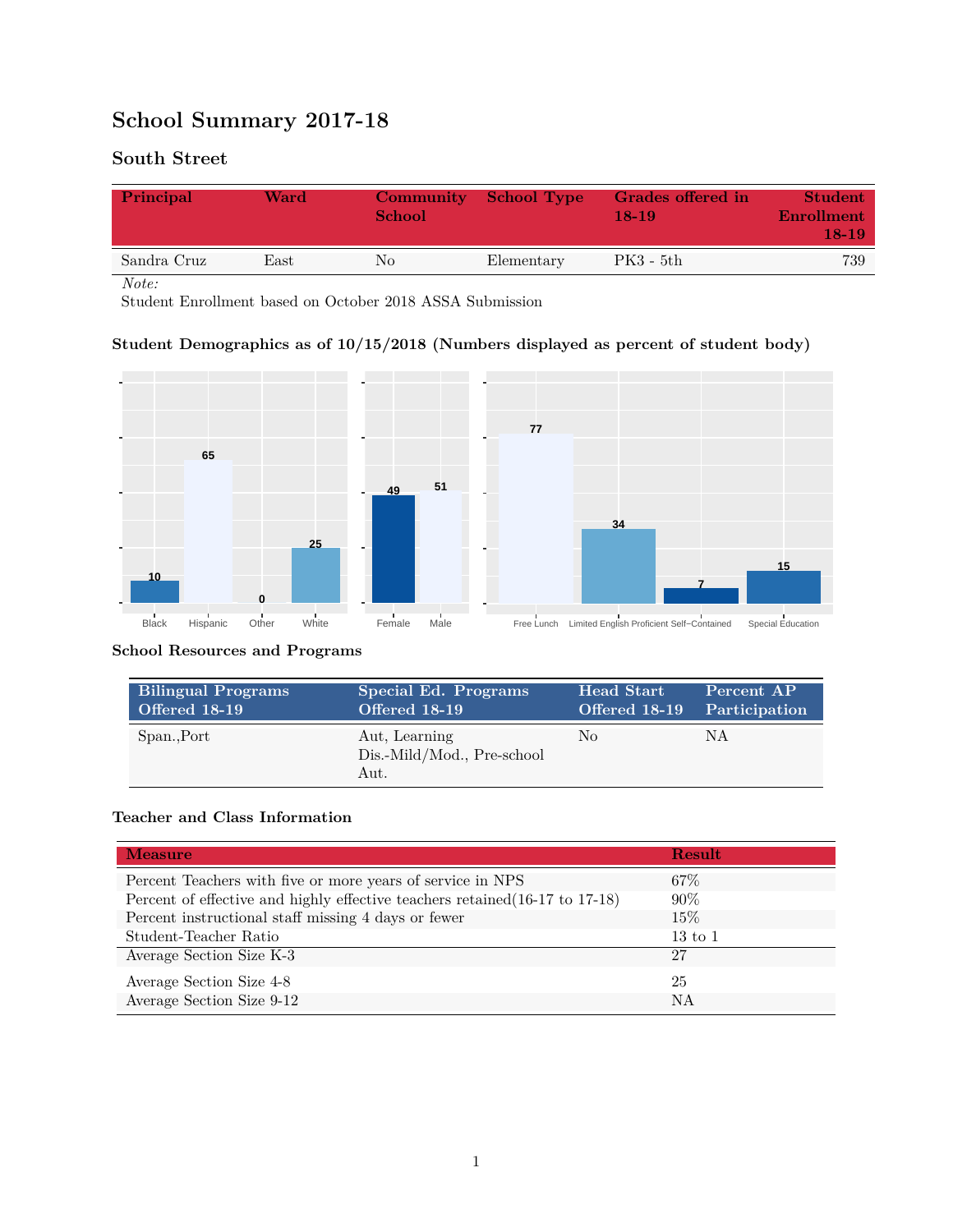# School Summary 2017-18

## South Street

| Principal | Ward | Community School | School Type | Grades offered in 18-19 | Student Enrollment 18-19 |
|---|---|---|---|---|---|
| Sandra Cruz | East | No | Elementary | PK3 - 5th | 739 |

*Note:*
Student Enrollment based on October 2018 ASSA Submission

### Student Demographics as of 10/15/2018 (Numbers displayed as percent of student body)

| Black | Hispanic | Other | White |
|---|---|---|---|
| 10 | 65 | 0 | 25 |

| Female | Male |
|---|---|
| 49 | 51 |

| Free Lunch | Limited English Proficient | Self-Contained | Special Education |
|---|---|---|---|
| 77 | 34 | 7 | 15 |

### School Resources and Programs

| Bilingual Programs Offered 18-19 | Special Ed. Programs Offered 18-19 | Head Start Offered 18-19 | Percent AP Participation |
|---|---|---|---|
| Span.,Port | Aut, Learning Dis.-Mild/Mod., Pre-school Aut. | No | NA |

### Teacher and Class Information

| Measure | Result |
|---|---|
| Percent Teachers with five or more years of service in NPS | 67% |
| Percent of effective and highly effective teachers retained(16-17 to 17-18) | 90% |
| Percent instructional staff missing 4 days or fewer | 15% |
| Student-Teacher Ratio | 13 to 1 |
| Average Section Size K-3 | 27 |
| Average Section Size 4-8 | 25 |
| Average Section Size 9-12 | NA |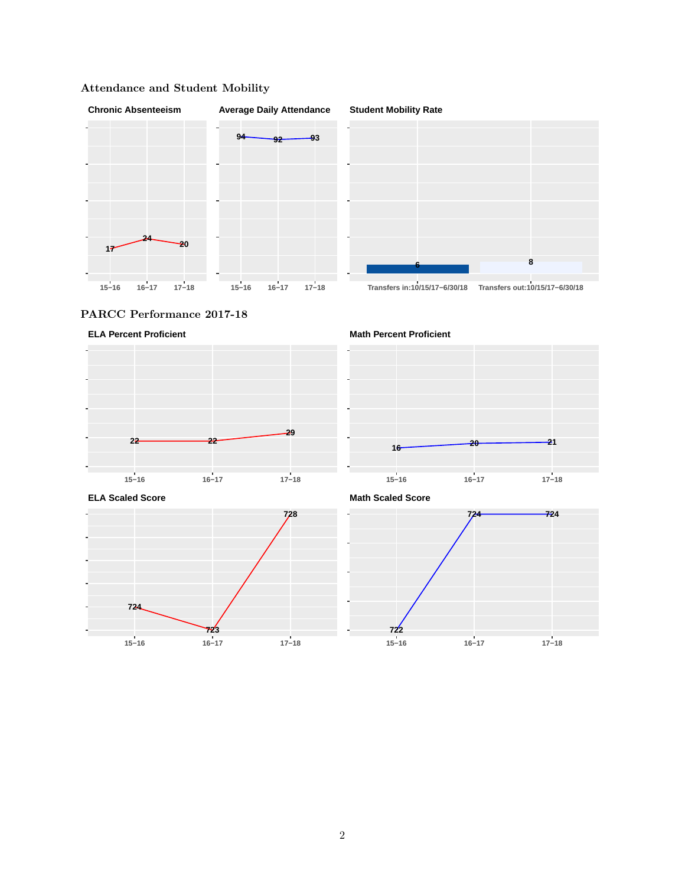## Attendance and Student Mobility

**Chronic Absenteeism**

17
24
20

15–16
16–17
17–18

**Average Daily Attendance**

94
92
93

15–16
16–17
17–18

**Student Mobility Rate**

6
8

Transfers in:10/15/17–6/30/18
Transfers out:10/15/17–6/30/18

## PARCC Performance 2017-18

**ELA Percent Proficient**

22
22
29

15–16
16–17
17–18

**Math Percent Proficient**

16
20
21

15–16
16–17
17–18

**ELA Scaled Score**

724
723
728

15–16
16–17
17–18

**Math Scaled Score**

722
724
724

15–16
16–17
17–18